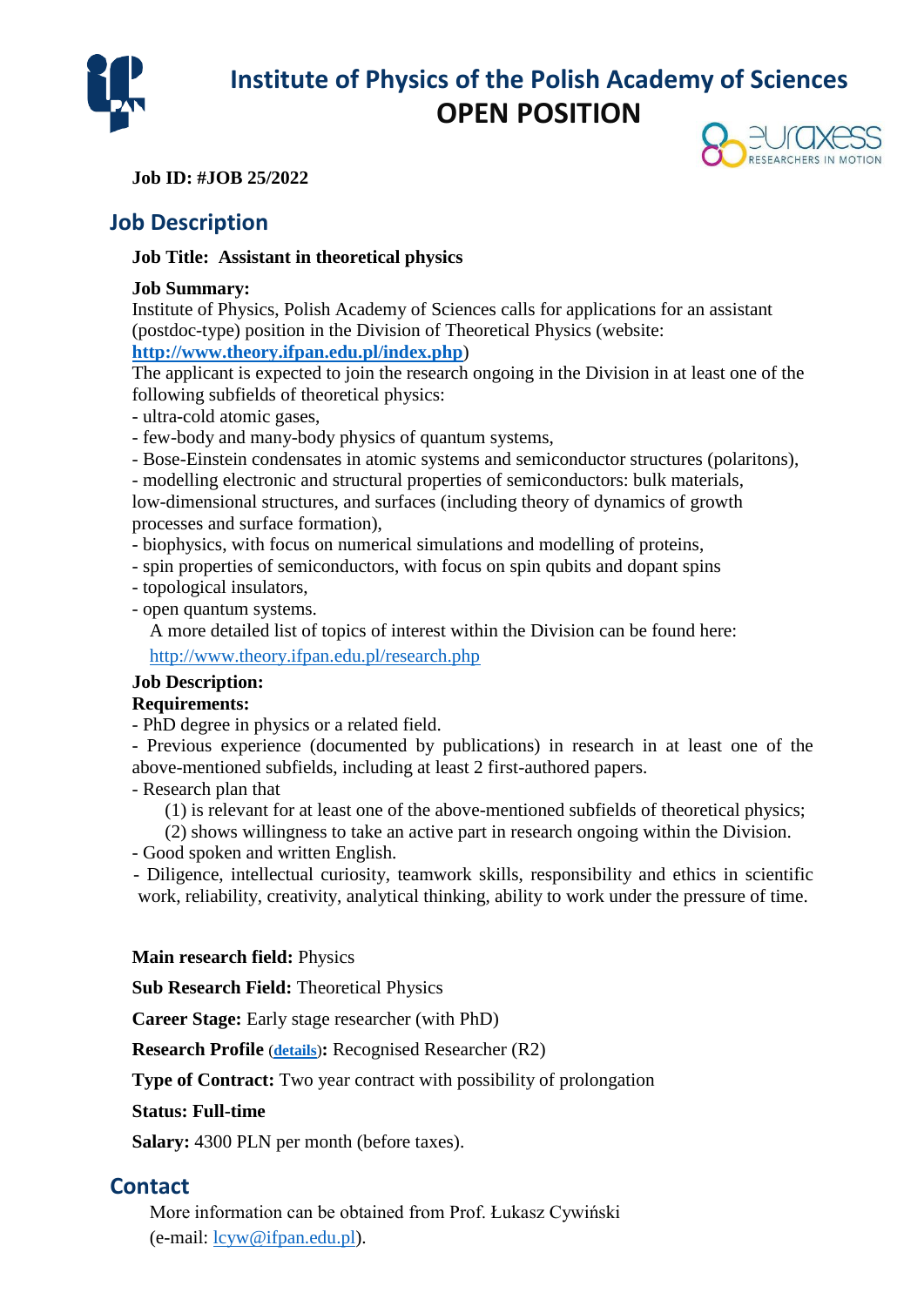# Institute of Physics of the Polish Academy of Sciences

# OPEN POSITION

**Job ID: #JOB 25/2022**

## Job Description

**Job Title: Assistant in theoretical physics**

**Job Summary:**

Institute of Physics, Polish Academy of Sciences calls for applications for an assistant (postdoc-type) position in the Division of Theoretical Physics (website: **http://www.theory.ifpan.edu.pl/index.php**)

The applicant is expected to join the research ongoing in the Division in at least one of the following subfields of theoretical physics:

- ultra-cold atomic gases,
- few-body and many-body physics of quantum systems,
- Bose-Einstein condensates in atomic systems and semiconductor structures (polaritons),
- modelling electronic and structural properties of semiconductors: bulk materials, low-dimensional structures, and surfaces (including theory of dynamics of growth processes and surface formation),
- biophysics, with focus on numerical simulations and modelling of proteins,
- spin properties of semiconductors, with focus on spin qubits and dopant spins
- topological insulators,
- open quantum systems.

A more detailed list of topics of interest within the Division can be found here: http://www.theory.ifpan.edu.pl/research.php

**Job Description:**

**Requirements:**

- PhD degree in physics or a related field.
- Previous experience (documented by publications) in research in at least one of the above-mentioned subfields, including at least 2 first-authored papers.
- Research plan that
  (1) is relevant for at least one of the above-mentioned subfields of theoretical physics;
  (2) shows willingness to take an active part in research ongoing within the Division.
- Good spoken and written English.
- Diligence, intellectual curiosity, teamwork skills, responsibility and ethics in scientific work, reliability, creativity, analytical thinking, ability to work under the pressure of time.

**Main research field:** Physics

**Sub Research Field:** Theoretical Physics

**Career Stage:** Early stage researcher (with PhD)

**Research Profile** (**details**)**:** Recognised Researcher (R2)

**Type of Contract:** Two year contract with possibility of prolongation

**Status: Full-time**

**Salary:** 4300 PLN per month (before taxes).

## Contact

More information can be obtained from Prof. Łukasz Cywiński (e-mail: lcyw@ifpan.edu.pl).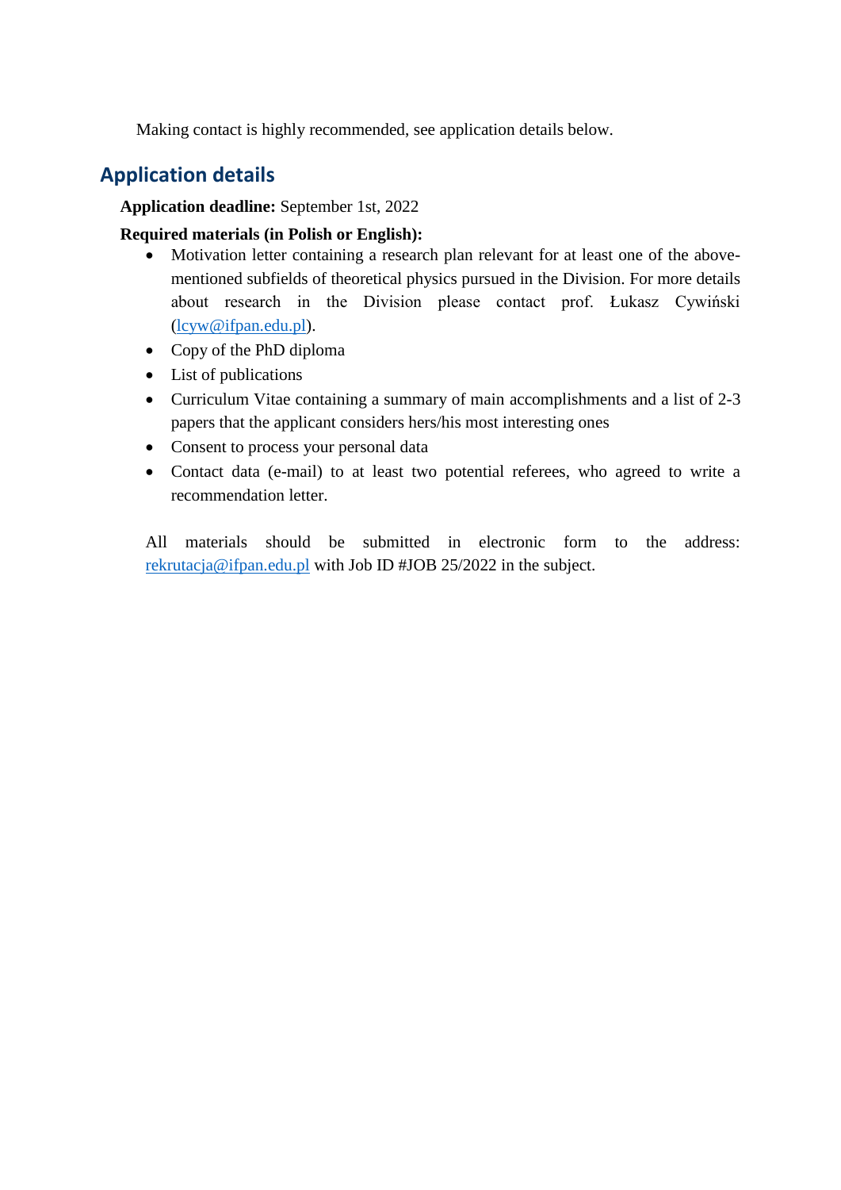Making contact is highly recommended, see application details below.

## Application details

**Application deadline:** September 1st, 2022

**Required materials (in Polish or English):**

- Motivation letter containing a research plan relevant for at least one of the above-mentioned subfields of theoretical physics pursued in the Division. For more details about research in the Division please contact prof. Łukasz Cywiński (lcyw@ifpan.edu.pl).
- Copy of the PhD diploma
- List of publications
- Curriculum Vitae containing a summary of main accomplishments and a list of 2-3 papers that the applicant considers hers/his most interesting ones
- Consent to process your personal data
- Contact data (e-mail) to at least two potential referees, who agreed to write a recommendation letter.

All materials should be submitted in electronic form to the address: rekrutacja@ifpan.edu.pl with Job ID #JOB 25/2022 in the subject.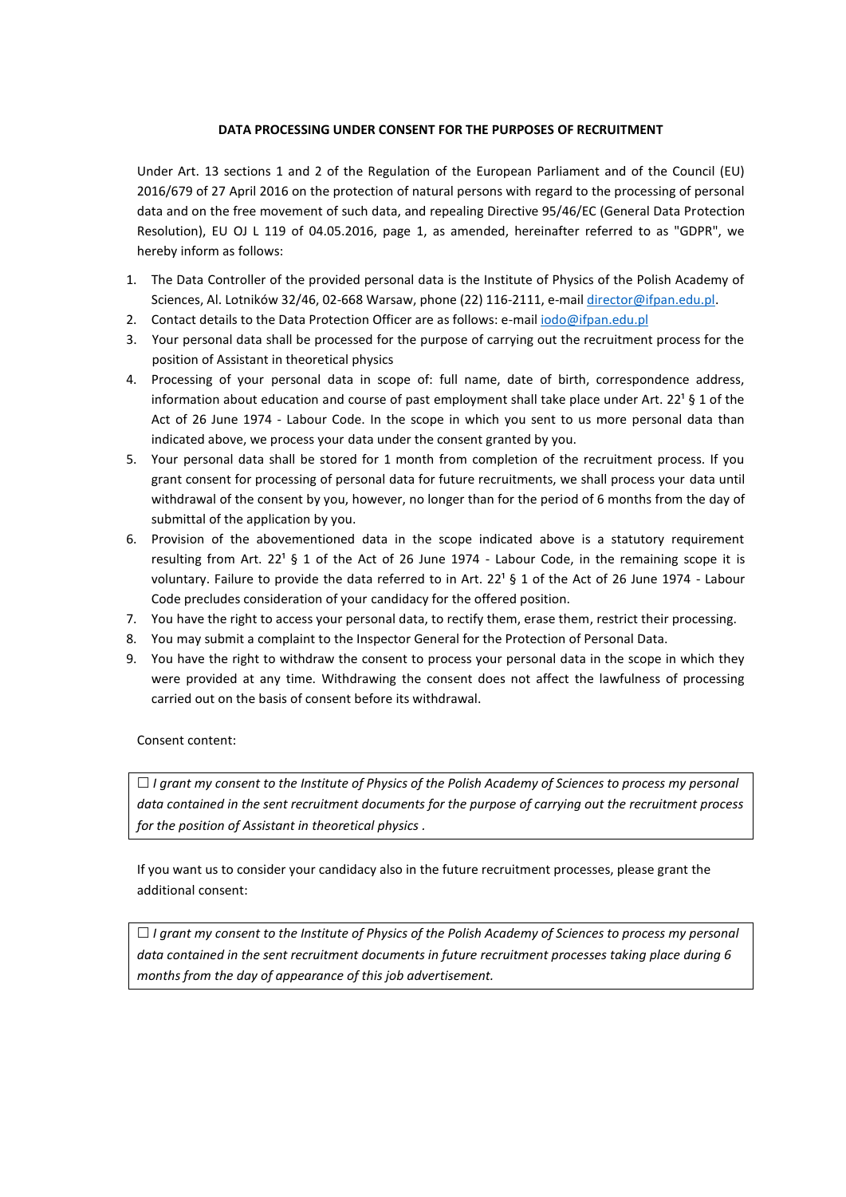**DATA PROCESSING UNDER CONSENT FOR THE PURPOSES OF RECRUITMENT**

Under Art. 13 sections 1 and 2 of the Regulation of the European Parliament and of the Council (EU) 2016/679 of 27 April 2016 on the protection of natural persons with regard to the processing of personal data and on the free movement of such data, and repealing Directive 95/46/EC (General Data Protection Resolution), EU OJ L 119 of 04.05.2016, page 1, as amended, hereinafter referred to as "GDPR", we hereby inform as follows:

1. The Data Controller of the provided personal data is the Institute of Physics of the Polish Academy of Sciences, Al. Lotników 32/46, 02-668 Warsaw, phone (22) 116-2111, e-mail director@ifpan.edu.pl.
2. Contact details to the Data Protection Officer are as follows: e-mail iodo@ifpan.edu.pl
3. Your personal data shall be processed for the purpose of carrying out the recruitment process for the position of Assistant in theoretical physics
4. Processing of your personal data in scope of: full name, date of birth, correspondence address, information about education and course of past employment shall take place under Art. 22[1] § 1 of the Act of 26 June 1974 - Labour Code. In the scope in which you sent to us more personal data than indicated above, we process your data under the consent granted by you.
5. Your personal data shall be stored for 1 month from completion of the recruitment process. If you grant consent for processing of personal data for future recruitments, we shall process your data until withdrawal of the consent by you, however, no longer than for the period of 6 months from the day of submittal of the application by you.
6. Provision of the abovementioned data in the scope indicated above is a statutory requirement resulting from Art. 22[1] § 1 of the Act of 26 June 1974 - Labour Code, in the remaining scope it is voluntary. Failure to provide the data referred to in Art. 22[1] § 1 of the Act of 26 June 1974 - Labour Code precludes consideration of your candidacy for the offered position.
7. You have the right to access your personal data, to rectify them, erase them, restrict their processing.
8. You may submit a complaint to the Inspector General for the Protection of Personal Data.
9. You have the right to withdraw the consent to process your personal data in the scope in which they were provided at any time. Withdrawing the consent does not affect the lawfulness of processing carried out on the basis of consent before its withdrawal.

Consent content:

☐ *I grant my consent to the Institute of Physics of the Polish Academy of Sciences to process my personal data contained in the sent recruitment documents for the purpose of carrying out the recruitment process for the position of Assistant in theoretical physics .*

If you want us to consider your candidacy also in the future recruitment processes, please grant the additional consent:

☐ *I grant my consent to the Institute of Physics of the Polish Academy of Sciences to process my personal data contained in the sent recruitment documents in future recruitment processes taking place during 6 months from the day of appearance of this job advertisement.*